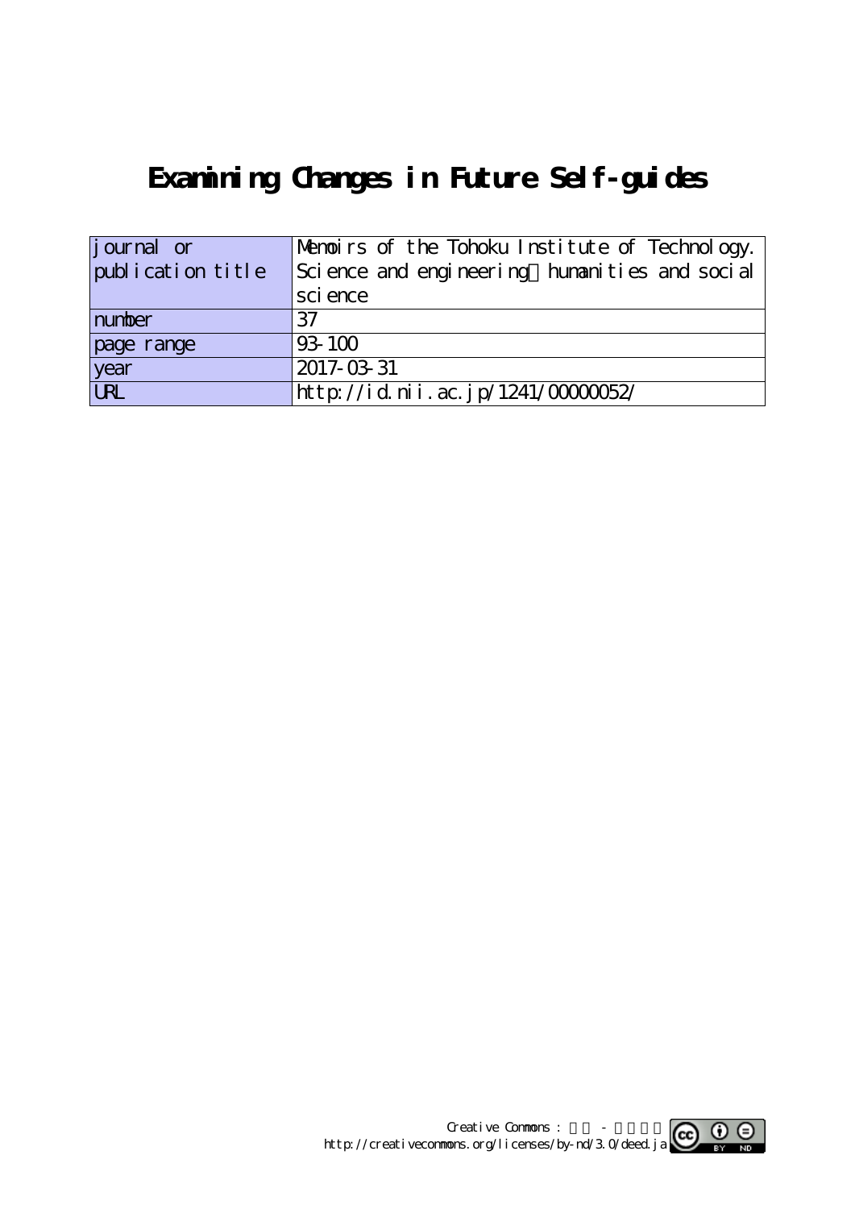# Examining Changes in Future Self-guides

| journal or publication title | Memoirs of the Tohoku Institute of Technology. Science and engineering　humanities and social science |
|---|---|
| number | 37 |
| page range | 93-100 |
| year | 2017-03-31 |
| URL | http://id.nii.ac.jp/1241/00000052/ |

Creative Commons : 表示 - 改変禁止
http://creativecommons.org/licenses/by-nd/3.0/deed.ja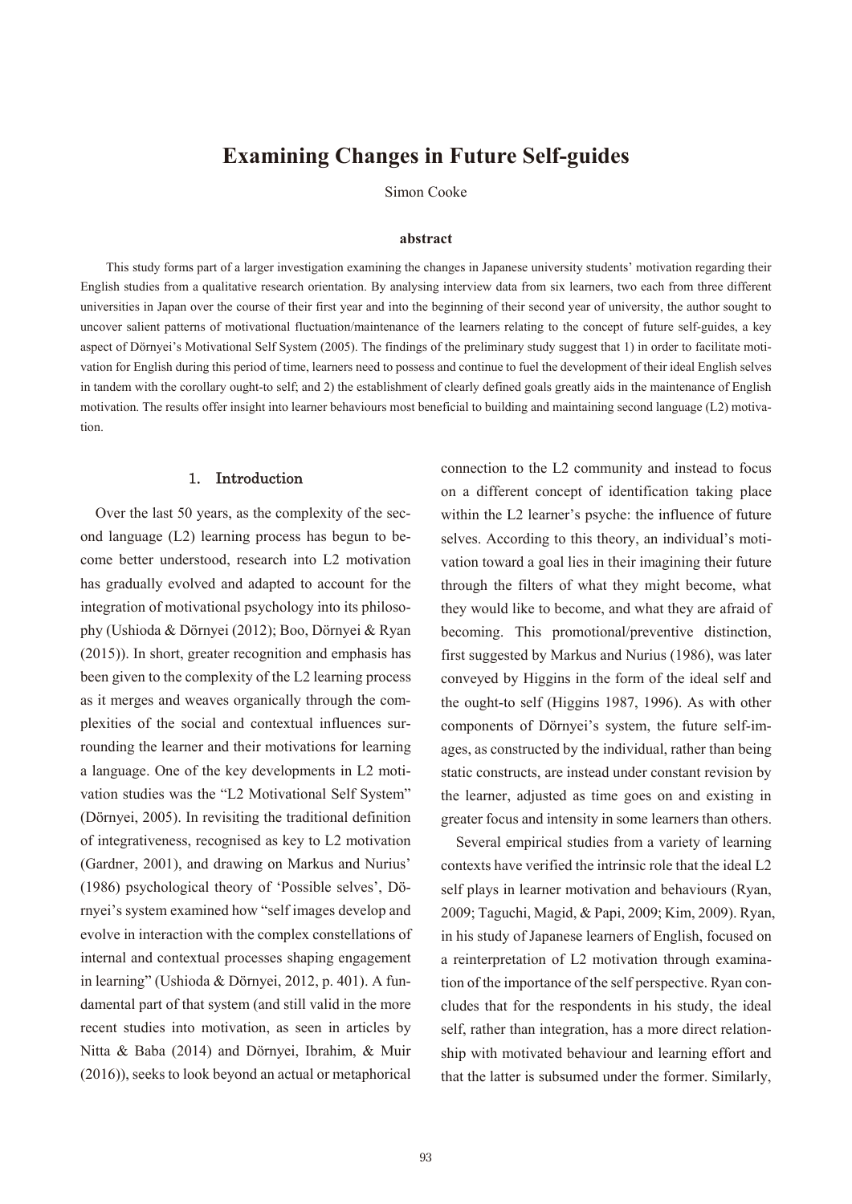# Examining Changes in Future Self-guides

Simon Cooke

**abstract**

This study forms part of a larger investigation examining the changes in Japanese university students' motivation regarding their English studies from a qualitative research orientation. By analysing interview data from six learners, two each from three different universities in Japan over the course of their first year and into the beginning of their second year of university, the author sought to uncover salient patterns of motivational fluctuation/maintenance of the learners relating to the concept of future self-guides, a key aspect of Dörnyei's Motivational Self System (2005). The findings of the preliminary study suggest that 1) in order to facilitate motivation for English during this period of time, learners need to possess and continue to fuel the development of their ideal English selves in tandem with the corollary ought-to self; and 2) the establishment of clearly defined goals greatly aids in the maintenance of English motivation. The results offer insight into learner behaviours most beneficial to building and maintaining second language (L2) motivation.

## 1. Introduction

Over the last 50 years, as the complexity of the second language (L2) learning process has begun to become better understood, research into L2 motivation has gradually evolved and adapted to account for the integration of motivational psychology into its philosophy (Ushioda & Dörnyei (2012); Boo, Dörnyei & Ryan (2015)). In short, greater recognition and emphasis has been given to the complexity of the L2 learning process as it merges and weaves organically through the complexities of the social and contextual influences surrounding the learner and their motivations for learning a language. One of the key developments in L2 motivation studies was the "L2 Motivational Self System" (Dörnyei, 2005). In revisiting the traditional definition of integrativeness, recognised as key to L2 motivation (Gardner, 2001), and drawing on Markus and Nurius' (1986) psychological theory of 'Possible selves', Dörnyei's system examined how "self images develop and evolve in interaction with the complex constellations of internal and contextual processes shaping engagement in learning" (Ushioda & Dörnyei, 2012, p. 401). A fundamental part of that system (and still valid in the more recent studies into motivation, as seen in articles by Nitta & Baba (2014) and Dörnyei, Ibrahim, & Muir (2016)), seeks to look beyond an actual or metaphorical connection to the L2 community and instead to focus on a different concept of identification taking place within the L2 learner's psyche: the influence of future selves. According to this theory, an individual's motivation toward a goal lies in their imagining their future through the filters of what they might become, what they would like to become, and what they are afraid of becoming. This promotional/preventive distinction, first suggested by Markus and Nurius (1986), was later conveyed by Higgins in the form of the ideal self and the ought-to self (Higgins 1987, 1996). As with other components of Dörnyei's system, the future self-images, as constructed by the individual, rather than being static constructs, are instead under constant revision by the learner, adjusted as time goes on and existing in greater focus and intensity in some learners than others.

Several empirical studies from a variety of learning contexts have verified the intrinsic role that the ideal L2 self plays in learner motivation and behaviours (Ryan, 2009; Taguchi, Magid, & Papi, 2009; Kim, 2009). Ryan, in his study of Japanese learners of English, focused on a reinterpretation of L2 motivation through examination of the importance of the self perspective. Ryan concludes that for the respondents in his study, the ideal self, rather than integration, has a more direct relationship with motivated behaviour and learning effort and that the latter is subsumed under the former. Similarly,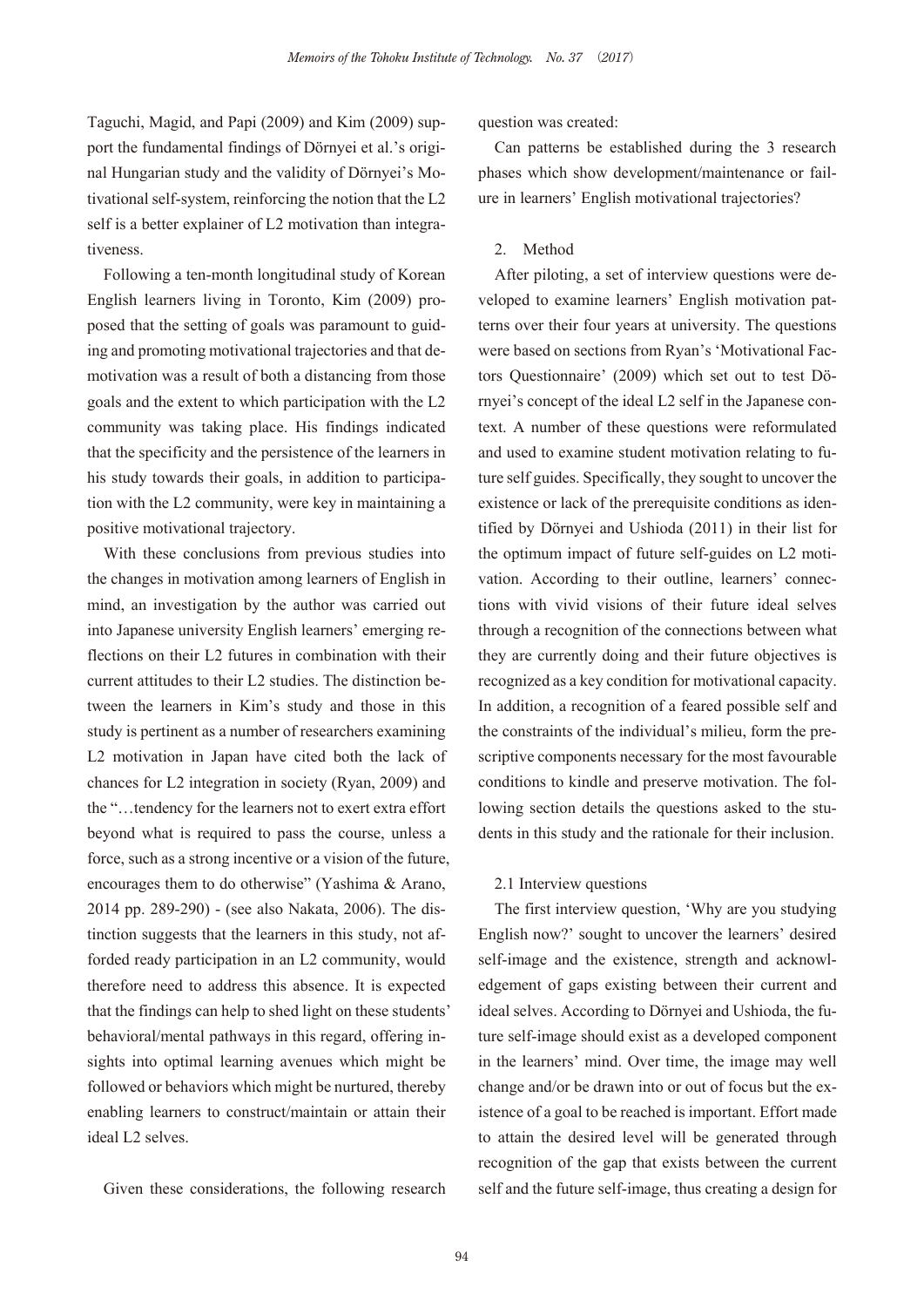Taguchi, Magid, and Papi (2009) and Kim (2009) support the fundamental findings of Dörnyei et al.'s original Hungarian study and the validity of Dörnyei's Motivational self-system, reinforcing the notion that the L2 self is a better explainer of L2 motivation than integrativeness.

Following a ten-month longitudinal study of Korean English learners living in Toronto, Kim (2009) proposed that the setting of goals was paramount to guiding and promoting motivational trajectories and that demotivation was a result of both a distancing from those goals and the extent to which participation with the L2 community was taking place. His findings indicated that the specificity and the persistence of the learners in his study towards their goals, in addition to participation with the L2 community, were key in maintaining a positive motivational trajectory.

With these conclusions from previous studies into the changes in motivation among learners of English in mind, an investigation by the author was carried out into Japanese university English learners' emerging reflections on their L2 futures in combination with their current attitudes to their L2 studies. The distinction between the learners in Kim's study and those in this study is pertinent as a number of researchers examining L2 motivation in Japan have cited both the lack of chances for L2 integration in society (Ryan, 2009) and the "…tendency for the learners not to exert extra effort beyond what is required to pass the course, unless a force, such as a strong incentive or a vision of the future, encourages them to do otherwise" (Yashima & Arano, 2014 pp. 289-290) - (see also Nakata, 2006). The distinction suggests that the learners in this study, not afforded ready participation in an L2 community, would therefore need to address this absence. It is expected that the findings can help to shed light on these students' behavioral/mental pathways in this regard, offering insights into optimal learning avenues which might be followed or behaviors which might be nurtured, thereby enabling learners to construct/maintain or attain their ideal L2 selves.

Given these considerations, the following research question was created:

Can patterns be established during the 3 research phases which show development/maintenance or failure in learners' English motivational trajectories?

## 2. Method

After piloting, a set of interview questions were developed to examine learners' English motivation patterns over their four years at university. The questions were based on sections from Ryan's 'Motivational Factors Questionnaire' (2009) which set out to test Dörnyei's concept of the ideal L2 self in the Japanese context. A number of these questions were reformulated and used to examine student motivation relating to future self guides. Specifically, they sought to uncover the existence or lack of the prerequisite conditions as identified by Dörnyei and Ushioda (2011) in their list for the optimum impact of future self-guides on L2 motivation. According to their outline, learners' connections with vivid visions of their future ideal selves through a recognition of the connections between what they are currently doing and their future objectives is recognized as a key condition for motivational capacity. In addition, a recognition of a feared possible self and the constraints of the individual's milieu, form the prescriptive components necessary for the most favourable conditions to kindle and preserve motivation. The following section details the questions asked to the students in this study and the rationale for their inclusion.

### 2.1 Interview questions

The first interview question, 'Why are you studying English now?' sought to uncover the learners' desired self-image and the existence, strength and acknowledgement of gaps existing between their current and ideal selves. According to Dörnyei and Ushioda, the future self-image should exist as a developed component in the learners' mind. Over time, the image may well change and/or be drawn into or out of focus but the existence of a goal to be reached is important. Effort made to attain the desired level will be generated through recognition of the gap that exists between the current self and the future self-image, thus creating a design for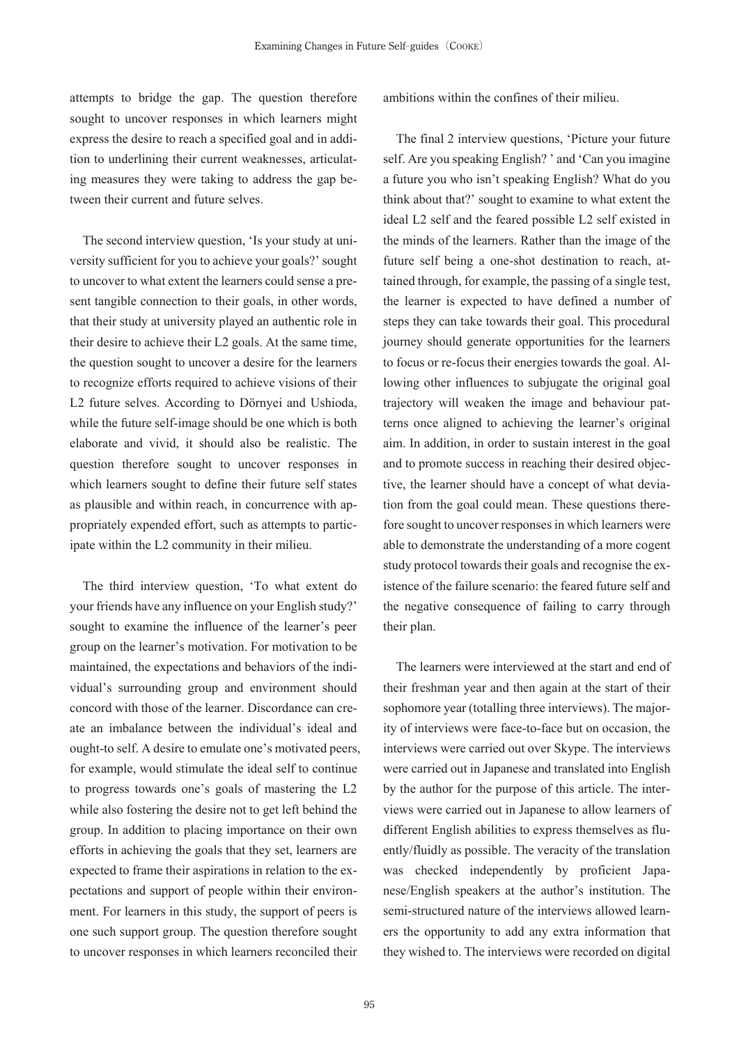attempts to bridge the gap. The question therefore sought to uncover responses in which learners might express the desire to reach a specified goal and in addition to underlining their current weaknesses, articulating measures they were taking to address the gap between their current and future selves.

The second interview question, 'Is your study at university sufficient for you to achieve your goals?' sought to uncover to what extent the learners could sense a present tangible connection to their goals, in other words, that their study at university played an authentic role in their desire to achieve their L2 goals. At the same time, the question sought to uncover a desire for the learners to recognize efforts required to achieve visions of their L2 future selves. According to Dörnyei and Ushioda, while the future self-image should be one which is both elaborate and vivid, it should also be realistic. The question therefore sought to uncover responses in which learners sought to define their future self states as plausible and within reach, in concurrence with appropriately expended effort, such as attempts to participate within the L2 community in their milieu.

The third interview question, 'To what extent do your friends have any influence on your English study?' sought to examine the influence of the learner's peer group on the learner's motivation. For motivation to be maintained, the expectations and behaviors of the individual's surrounding group and environment should concord with those of the learner. Discordance can create an imbalance between the individual's ideal and ought-to self. A desire to emulate one's motivated peers, for example, would stimulate the ideal self to continue to progress towards one's goals of mastering the L2 while also fostering the desire not to get left behind the group. In addition to placing importance on their own efforts in achieving the goals that they set, learners are expected to frame their aspirations in relation to the expectations and support of people within their environment. For learners in this study, the support of peers is one such support group. The question therefore sought to uncover responses in which learners reconciled their ambitions within the confines of their milieu.

The final 2 interview questions, 'Picture your future self. Are you speaking English? ' and 'Can you imagine a future you who isn't speaking English? What do you think about that?' sought to examine to what extent the ideal L2 self and the feared possible L2 self existed in the minds of the learners. Rather than the image of the future self being a one-shot destination to reach, attained through, for example, the passing of a single test, the learner is expected to have defined a number of steps they can take towards their goal. This procedural journey should generate opportunities for the learners to focus or re-focus their energies towards the goal. Allowing other influences to subjugate the original goal trajectory will weaken the image and behaviour patterns once aligned to achieving the learner's original aim. In addition, in order to sustain interest in the goal and to promote success in reaching their desired objective, the learner should have a concept of what deviation from the goal could mean. These questions therefore sought to uncover responses in which learners were able to demonstrate the understanding of a more cogent study protocol towards their goals and recognise the existence of the failure scenario: the feared future self and the negative consequence of failing to carry through their plan.

The learners were interviewed at the start and end of their freshman year and then again at the start of their sophomore year (totalling three interviews). The majority of interviews were face-to-face but on occasion, the interviews were carried out over Skype. The interviews were carried out in Japanese and translated into English by the author for the purpose of this article. The interviews were carried out in Japanese to allow learners of different English abilities to express themselves as fluently/fluidly as possible. The veracity of the translation was checked independently by proficient Japanese/English speakers at the author's institution. The semi-structured nature of the interviews allowed learners the opportunity to add any extra information that they wished to. The interviews were recorded on digital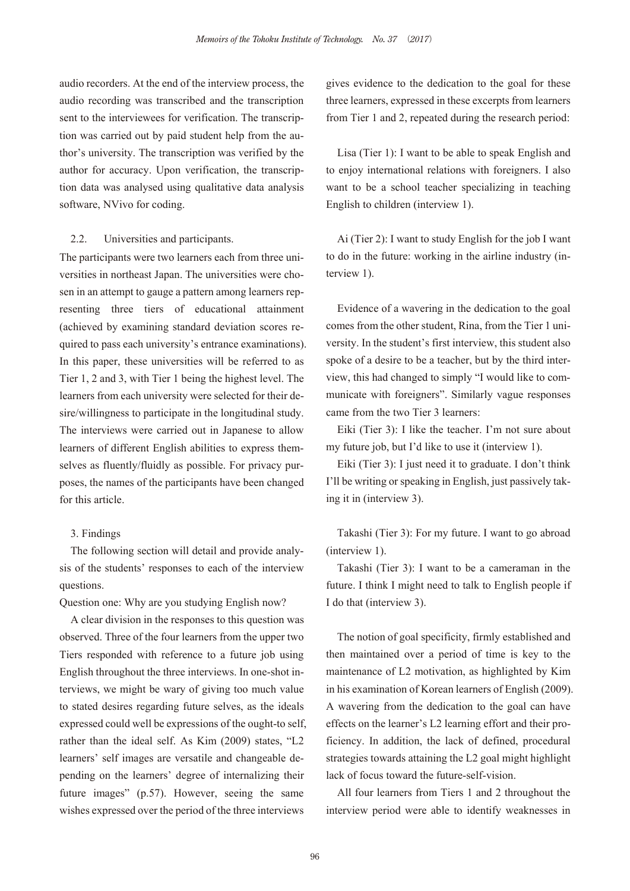audio recorders. At the end of the interview process, the audio recording was transcribed and the transcription sent to the interviewees for verification. The transcription was carried out by paid student help from the author's university. The transcription was verified by the author for accuracy. Upon verification, the transcription data was analysed using qualitative data analysis software, NVivo for coding.

### 2.2. Universities and participants.

The participants were two learners each from three universities in northeast Japan. The universities were chosen in an attempt to gauge a pattern among learners representing three tiers of educational attainment (achieved by examining standard deviation scores required to pass each university's entrance examinations). In this paper, these universities will be referred to as Tier 1, 2 and 3, with Tier 1 being the highest level. The learners from each university were selected for their desire/willingness to participate in the longitudinal study. The interviews were carried out in Japanese to allow learners of different English abilities to express themselves as fluently/fluidly as possible. For privacy purposes, the names of the participants have been changed for this article.

## 3. Findings

The following section will detail and provide analysis of the students' responses to each of the interview questions.

Question one: Why are you studying English now?

A clear division in the responses to this question was observed. Three of the four learners from the upper two Tiers responded with reference to a future job using English throughout the three interviews. In one-shot interviews, we might be wary of giving too much value to stated desires regarding future selves, as the ideals expressed could well be expressions of the ought-to self, rather than the ideal self. As Kim (2009) states, "L2 learners' self images are versatile and changeable depending on the learners' degree of internalizing their future images" (p.57). However, seeing the same wishes expressed over the period of the three interviews gives evidence to the dedication to the goal for these three learners, expressed in these excerpts from learners from Tier 1 and 2, repeated during the research period:

Lisa (Tier 1): I want to be able to speak English and to enjoy international relations with foreigners. I also want to be a school teacher specializing in teaching English to children (interview 1).

Ai (Tier 2): I want to study English for the job I want to do in the future: working in the airline industry (interview 1).

Evidence of a wavering in the dedication to the goal comes from the other student, Rina, from the Tier 1 university. In the student's first interview, this student also spoke of a desire to be a teacher, but by the third interview, this had changed to simply "I would like to communicate with foreigners". Similarly vague responses came from the two Tier 3 learners:

Eiki (Tier 3): I like the teacher. I'm not sure about my future job, but I'd like to use it (interview 1).

Eiki (Tier 3): I just need it to graduate. I don't think I'll be writing or speaking in English, just passively taking it in (interview 3).

Takashi (Tier 3): For my future. I want to go abroad (interview 1).

Takashi (Tier 3): I want to be a cameraman in the future. I think I might need to talk to English people if I do that (interview 3).

The notion of goal specificity, firmly established and then maintained over a period of time is key to the maintenance of L2 motivation, as highlighted by Kim in his examination of Korean learners of English (2009). A wavering from the dedication to the goal can have effects on the learner's L2 learning effort and their proficiency. In addition, the lack of defined, procedural strategies towards attaining the L2 goal might highlight lack of focus toward the future-self-vision.

All four learners from Tiers 1 and 2 throughout the interview period were able to identify weaknesses in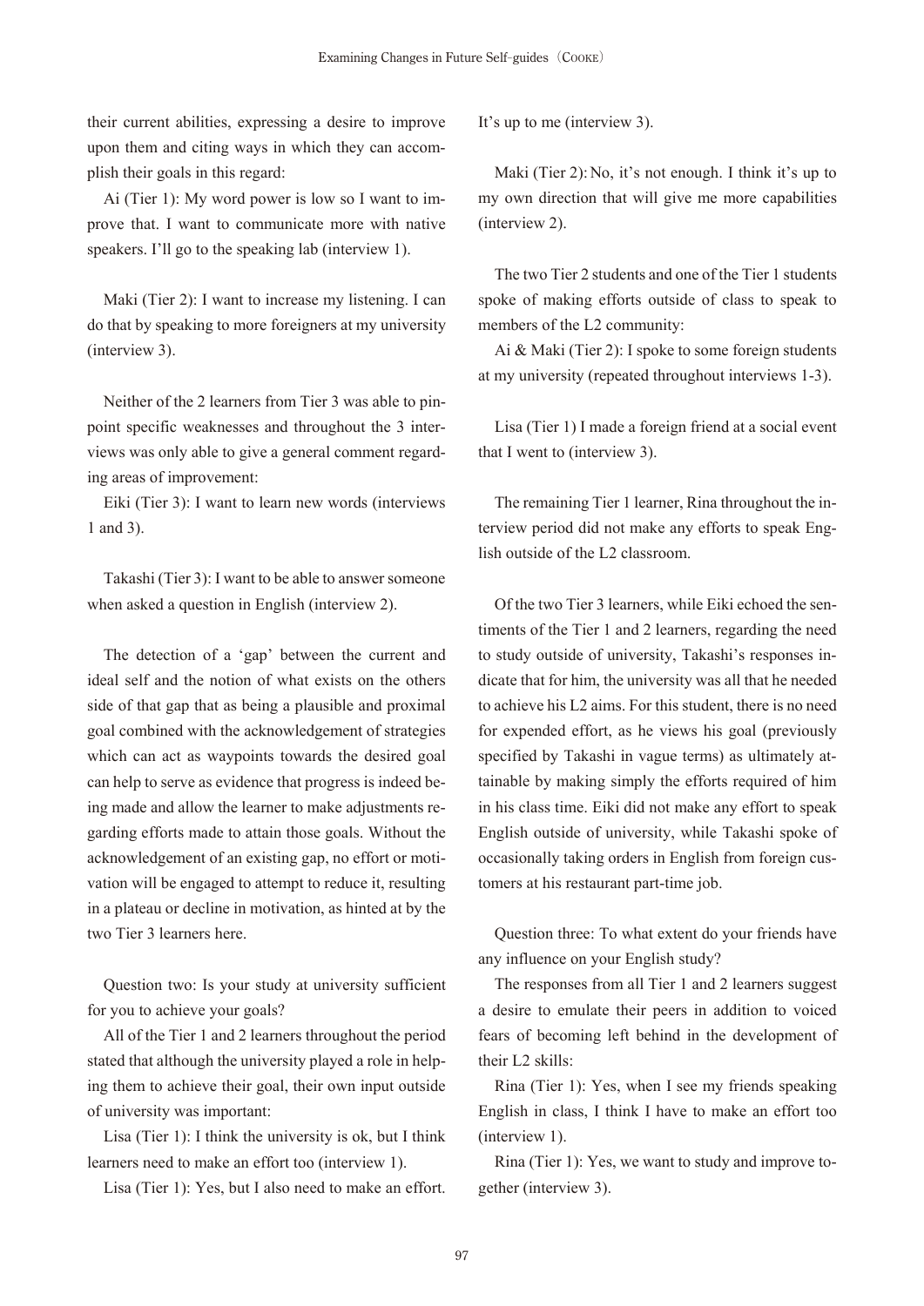their current abilities, expressing a desire to improve upon them and citing ways in which they can accomplish their goals in this regard:

Ai (Tier 1): My word power is low so I want to improve that. I want to communicate more with native speakers. I'll go to the speaking lab (interview 1).

Maki (Tier 2): I want to increase my listening. I can do that by speaking to more foreigners at my university (interview 3).

Neither of the 2 learners from Tier 3 was able to pinpoint specific weaknesses and throughout the 3 interviews was only able to give a general comment regarding areas of improvement:

Eiki (Tier 3): I want to learn new words (interviews 1 and 3).

Takashi (Tier 3): I want to be able to answer someone when asked a question in English (interview 2).

The detection of a 'gap' between the current and ideal self and the notion of what exists on the others side of that gap that as being a plausible and proximal goal combined with the acknowledgement of strategies which can act as waypoints towards the desired goal can help to serve as evidence that progress is indeed being made and allow the learner to make adjustments regarding efforts made to attain those goals. Without the acknowledgement of an existing gap, no effort or motivation will be engaged to attempt to reduce it, resulting in a plateau or decline in motivation, as hinted at by the two Tier 3 learners here.

Question two: Is your study at university sufficient for you to achieve your goals?

All of the Tier 1 and 2 learners throughout the period stated that although the university played a role in helping them to achieve their goal, their own input outside of university was important:

Lisa (Tier 1): I think the university is ok, but I think learners need to make an effort too (interview 1).

Lisa (Tier 1): Yes, but I also need to make an effort. It's up to me (interview 3).

Maki (Tier 2): No, it's not enough. I think it's up to my own direction that will give me more capabilities (interview 2).

The two Tier 2 students and one of the Tier 1 students spoke of making efforts outside of class to speak to members of the L2 community:

Ai & Maki (Tier 2): I spoke to some foreign students at my university (repeated throughout interviews 1-3).

Lisa (Tier 1) I made a foreign friend at a social event that I went to (interview 3).

The remaining Tier 1 learner, Rina throughout the interview period did not make any efforts to speak English outside of the L2 classroom.

Of the two Tier 3 learners, while Eiki echoed the sentiments of the Tier 1 and 2 learners, regarding the need to study outside of university, Takashi's responses indicate that for him, the university was all that he needed to achieve his L2 aims. For this student, there is no need for expended effort, as he views his goal (previously specified by Takashi in vague terms) as ultimately attainable by making simply the efforts required of him in his class time. Eiki did not make any effort to speak English outside of university, while Takashi spoke of occasionally taking orders in English from foreign customers at his restaurant part-time job.

Question three: To what extent do your friends have any influence on your English study?

The responses from all Tier 1 and 2 learners suggest a desire to emulate their peers in addition to voiced fears of becoming left behind in the development of their L2 skills:

Rina (Tier 1): Yes, when I see my friends speaking English in class, I think I have to make an effort too (interview 1).

Rina (Tier 1): Yes, we want to study and improve together (interview 3).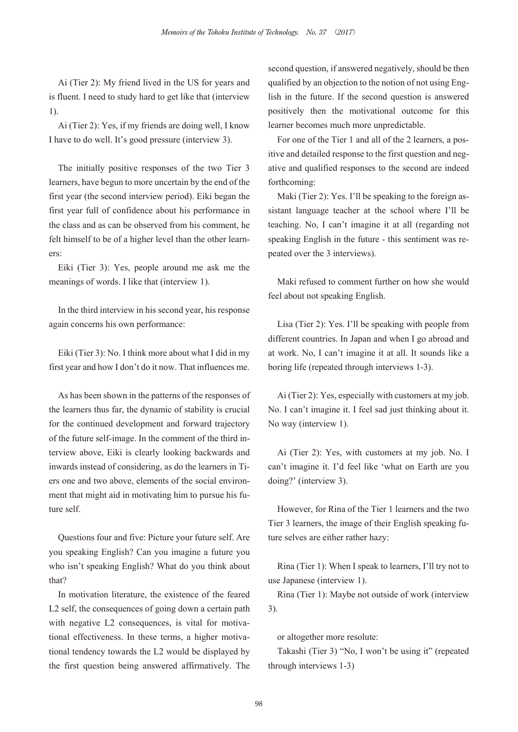Ai (Tier 2): My friend lived in the US for years and is fluent. I need to study hard to get like that (interview 1).

Ai (Tier 2): Yes, if my friends are doing well, I know I have to do well. It's good pressure (interview 3).

The initially positive responses of the two Tier 3 learners, have begun to more uncertain by the end of the first year (the second interview period). Eiki began the first year full of confidence about his performance in the class and as can be observed from his comment, he felt himself to be of a higher level than the other learners:

Eiki (Tier 3): Yes, people around me ask me the meanings of words. I like that (interview 1).

In the third interview in his second year, his response again concerns his own performance:

Eiki (Tier 3): No. I think more about what I did in my first year and how I don't do it now. That influences me.

As has been shown in the patterns of the responses of the learners thus far, the dynamic of stability is crucial for the continued development and forward trajectory of the future self-image. In the comment of the third interview above, Eiki is clearly looking backwards and inwards instead of considering, as do the learners in Tiers one and two above, elements of the social environment that might aid in motivating him to pursue his future self.

Questions four and five: Picture your future self. Are you speaking English? Can you imagine a future you who isn't speaking English? What do you think about that?

In motivation literature, the existence of the feared L2 self, the consequences of going down a certain path with negative L2 consequences, is vital for motivational effectiveness. In these terms, a higher motivational tendency towards the L2 would be displayed by the first question being answered affirmatively. The second question, if answered negatively, should be then qualified by an objection to the notion of not using English in the future. If the second question is answered positively then the motivational outcome for this learner becomes much more unpredictable.

For one of the Tier 1 and all of the 2 learners, a positive and detailed response to the first question and negative and qualified responses to the second are indeed forthcoming:

Maki (Tier 2): Yes. I'll be speaking to the foreign assistant language teacher at the school where I'll be teaching. No, I can't imagine it at all (regarding not speaking English in the future - this sentiment was repeated over the 3 interviews).

Maki refused to comment further on how she would feel about not speaking English.

Lisa (Tier 2): Yes. I'll be speaking with people from different countries. In Japan and when I go abroad and at work. No, I can't imagine it at all. It sounds like a boring life (repeated through interviews 1-3).

Ai (Tier 2): Yes, especially with customers at my job. No. I can't imagine it. I feel sad just thinking about it. No way (interview 1).

Ai (Tier 2): Yes, with customers at my job. No. I can't imagine it. I'd feel like 'what on Earth are you doing?' (interview 3).

However, for Rina of the Tier 1 learners and the two Tier 3 learners, the image of their English speaking future selves are either rather hazy:

Rina (Tier 1): When I speak to learners, I'll try not to use Japanese (interview 1).

Rina (Tier 1): Maybe not outside of work (interview 3).

or altogether more resolute:

Takashi (Tier 3) "No, I won't be using it" (repeated through interviews 1-3)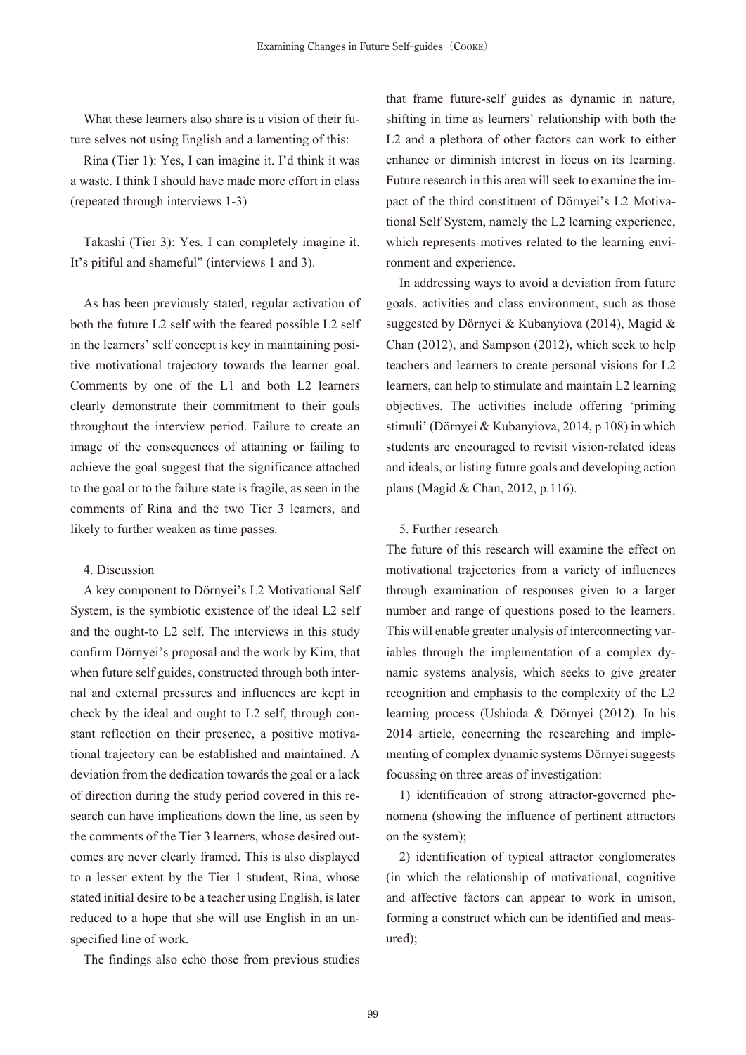What these learners also share is a vision of their future selves not using English and a lamenting of this:

Rina (Tier 1): Yes, I can imagine it. I'd think it was a waste. I think I should have made more effort in class (repeated through interviews 1-3)

Takashi (Tier 3): Yes, I can completely imagine it. It's pitiful and shameful" (interviews 1 and 3).

As has been previously stated, regular activation of both the future L2 self with the feared possible L2 self in the learners' self concept is key in maintaining positive motivational trajectory towards the learner goal. Comments by one of the L1 and both L2 learners clearly demonstrate their commitment to their goals throughout the interview period. Failure to create an image of the consequences of attaining or failing to achieve the goal suggest that the significance attached to the goal or to the failure state is fragile, as seen in the comments of Rina and the two Tier 3 learners, and likely to further weaken as time passes.

## 4. Discussion

A key component to Dörnyei's L2 Motivational Self System, is the symbiotic existence of the ideal L2 self and the ought-to L2 self. The interviews in this study confirm Dörnyei's proposal and the work by Kim, that when future self guides, constructed through both internal and external pressures and influences are kept in check by the ideal and ought to L2 self, through constant reflection on their presence, a positive motivational trajectory can be established and maintained. A deviation from the dedication towards the goal or a lack of direction during the study period covered in this research can have implications down the line, as seen by the comments of the Tier 3 learners, whose desired outcomes are never clearly framed. This is also displayed to a lesser extent by the Tier 1 student, Rina, whose stated initial desire to be a teacher using English, is later reduced to a hope that she will use English in an unspecified line of work.

The findings also echo those from previous studies that frame future-self guides as dynamic in nature, shifting in time as learners' relationship with both the L2 and a plethora of other factors can work to either enhance or diminish interest in focus on its learning. Future research in this area will seek to examine the impact of the third constituent of Dörnyei's L2 Motivational Self System, namely the L2 learning experience, which represents motives related to the learning environment and experience.

In addressing ways to avoid a deviation from future goals, activities and class environment, such as those suggested by Dörnyei & Kubanyiova (2014), Magid & Chan (2012), and Sampson (2012), which seek to help teachers and learners to create personal visions for L2 learners, can help to stimulate and maintain L2 learning objectives. The activities include offering 'priming stimuli' (Dörnyei & Kubanyiova, 2014, p 108) in which students are encouraged to revisit vision-related ideas and ideals, or listing future goals and developing action plans (Magid & Chan, 2012, p.116).

## 5. Further research

The future of this research will examine the effect on motivational trajectories from a variety of influences through examination of responses given to a larger number and range of questions posed to the learners. This will enable greater analysis of interconnecting variables through the implementation of a complex dynamic systems analysis, which seeks to give greater recognition and emphasis to the complexity of the L2 learning process (Ushioda & Dörnyei (2012). In his 2014 article, concerning the researching and implementing of complex dynamic systems Dörnyei suggests focussing on three areas of investigation:

1) identification of strong attractor-governed phenomena (showing the influence of pertinent attractors on the system);

2) identification of typical attractor conglomerates (in which the relationship of motivational, cognitive and affective factors can appear to work in unison, forming a construct which can be identified and measured);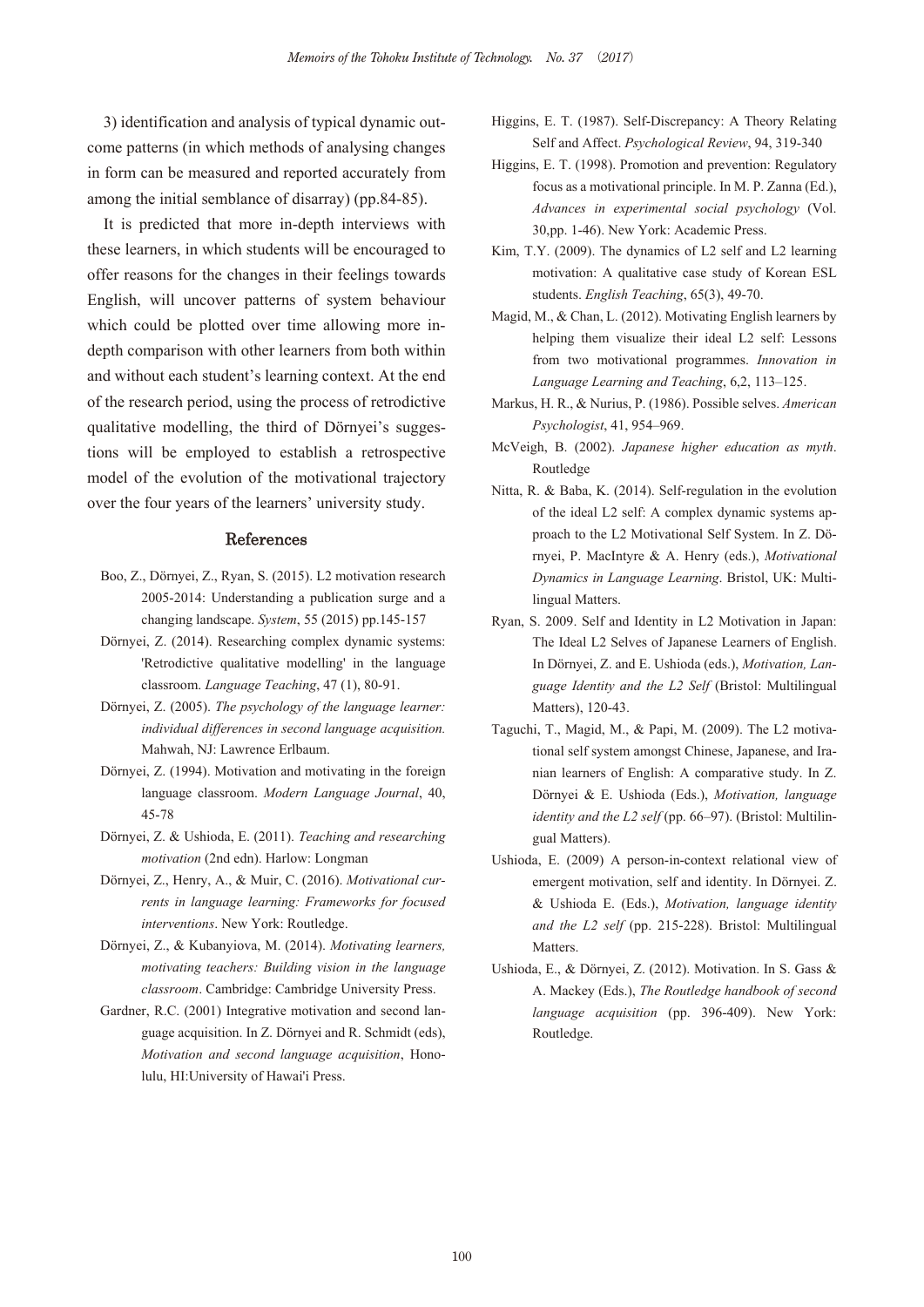3) identification and analysis of typical dynamic outcome patterns (in which methods of analysing changes in form can be measured and reported accurately from among the initial semblance of disarray) (pp.84-85).

It is predicted that more in-depth interviews with these learners, in which students will be encouraged to offer reasons for the changes in their feelings towards English, will uncover patterns of system behaviour which could be plotted over time allowing more in-depth comparison with other learners from both within and without each student's learning context. At the end of the research period, using the process of retrodictive qualitative modelling, the third of Dörnyei's suggestions will be employed to establish a retrospective model of the evolution of the motivational trajectory over the four years of the learners' university study.

## References

Boo, Z., Dörnyei, Z., Ryan, S. (2015). L2 motivation research 2005-2014: Understanding a publication surge and a changing landscape. *System*, 55 (2015) pp.145-157

Dörnyei, Z. (2014). Researching complex dynamic systems: 'Retrodictive qualitative modelling' in the language classroom. *Language Teaching*, 47 (1), 80-91.

Dörnyei, Z. (2005). *The psychology of the language learner: individual differences in second language acquisition.* Mahwah, NJ: Lawrence Erlbaum.

Dörnyei, Z. (1994). Motivation and motivating in the foreign language classroom. *Modern Language Journal*, 40, 45-78

Dörnyei, Z. & Ushioda, E. (2011). *Teaching and researching motivation* (2nd edn). Harlow: Longman

Dörnyei, Z., Henry, A., & Muir, C. (2016). *Motivational currents in language learning: Frameworks for focused interventions*. New York: Routledge.

Dörnyei, Z., & Kubanyiova, M. (2014). *Motivating learners, motivating teachers: Building vision in the language classroom*. Cambridge: Cambridge University Press.

Gardner, R.C. (2001) Integrative motivation and second language acquisition. In Z. Dörnyei and R. Schmidt (eds), *Motivation and second language acquisition*, Honolulu, HI:University of Hawai'i Press.

Higgins, E. T. (1987). Self-Discrepancy: A Theory Relating Self and Affect. *Psychological Review*, 94, 319-340

Higgins, E. T. (1998). Promotion and prevention: Regulatory focus as a motivational principle. In M. P. Zanna (Ed.), *Advances in experimental social psychology* (Vol. 30,pp. 1-46). New York: Academic Press.

Kim, T.Y. (2009). The dynamics of L2 self and L2 learning motivation: A qualitative case study of Korean ESL students. *English Teaching*, 65(3), 49-70.

Magid, M., & Chan, L. (2012). Motivating English learners by helping them visualize their ideal L2 self: Lessons from two motivational programmes. *Innovation in Language Learning and Teaching*, 6,2, 113–125.

Markus, H. R., & Nurius, P. (1986). Possible selves. *American Psychologist*, 41, 954–969.

McVeigh, B. (2002). *Japanese higher education as myth*. Routledge

Nitta, R. & Baba, K. (2014). Self-regulation in the evolution of the ideal L2 self: A complex dynamic systems approach to the L2 Motivational Self System. In Z. Dörnyei, P. MacIntyre & A. Henry (eds.), *Motivational Dynamics in Language Learning*. Bristol, UK: Multilingual Matters.

Ryan, S. 2009. Self and Identity in L2 Motivation in Japan: The Ideal L2 Selves of Japanese Learners of English. In Dörnyei, Z. and E. Ushioda (eds.), *Motivation, Language Identity and the L2 Self* (Bristol: Multilingual Matters), 120-43.

Taguchi, T., Magid, M., & Papi, M. (2009). The L2 motivational self system amongst Chinese, Japanese, and Iranian learners of English: A comparative study. In Z. Dörnyei & E. Ushioda (Eds.), *Motivation, language identity and the L2 self* (pp. 66–97). (Bristol: Multilingual Matters).

Ushioda, E. (2009) A person-in-context relational view of emergent motivation, self and identity. In Dörnyei. Z. & Ushioda E. (Eds.), *Motivation, language identity and the L2 self* (pp. 215-228). Bristol: Multilingual Matters.

Ushioda, E., & Dörnyei, Z. (2012). Motivation. In S. Gass & A. Mackey (Eds.), *The Routledge handbook of second language acquisition* (pp. 396-409). New York: Routledge.